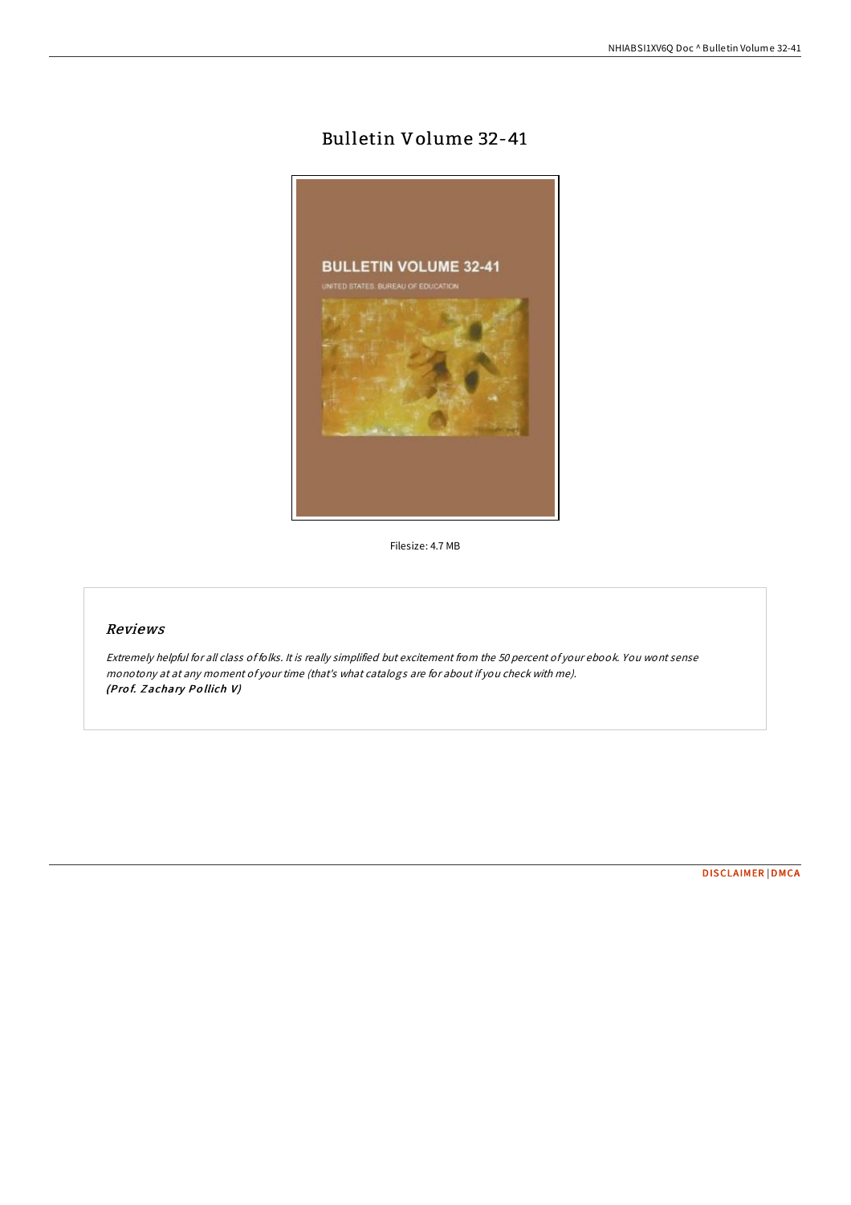# Bulletin Volume 32-41

Filesize: 4.7 MB

## *Reviews*

*Extremely helpful for all class of folks. It is really simplified but excitement from the 50 percent of your ebook. You wont sense monotony at at any moment of your time (that's what catalogs are for about if you check with me).*
***(Prof. Zachary Pollich V)***

DISCLAIMER | DMCA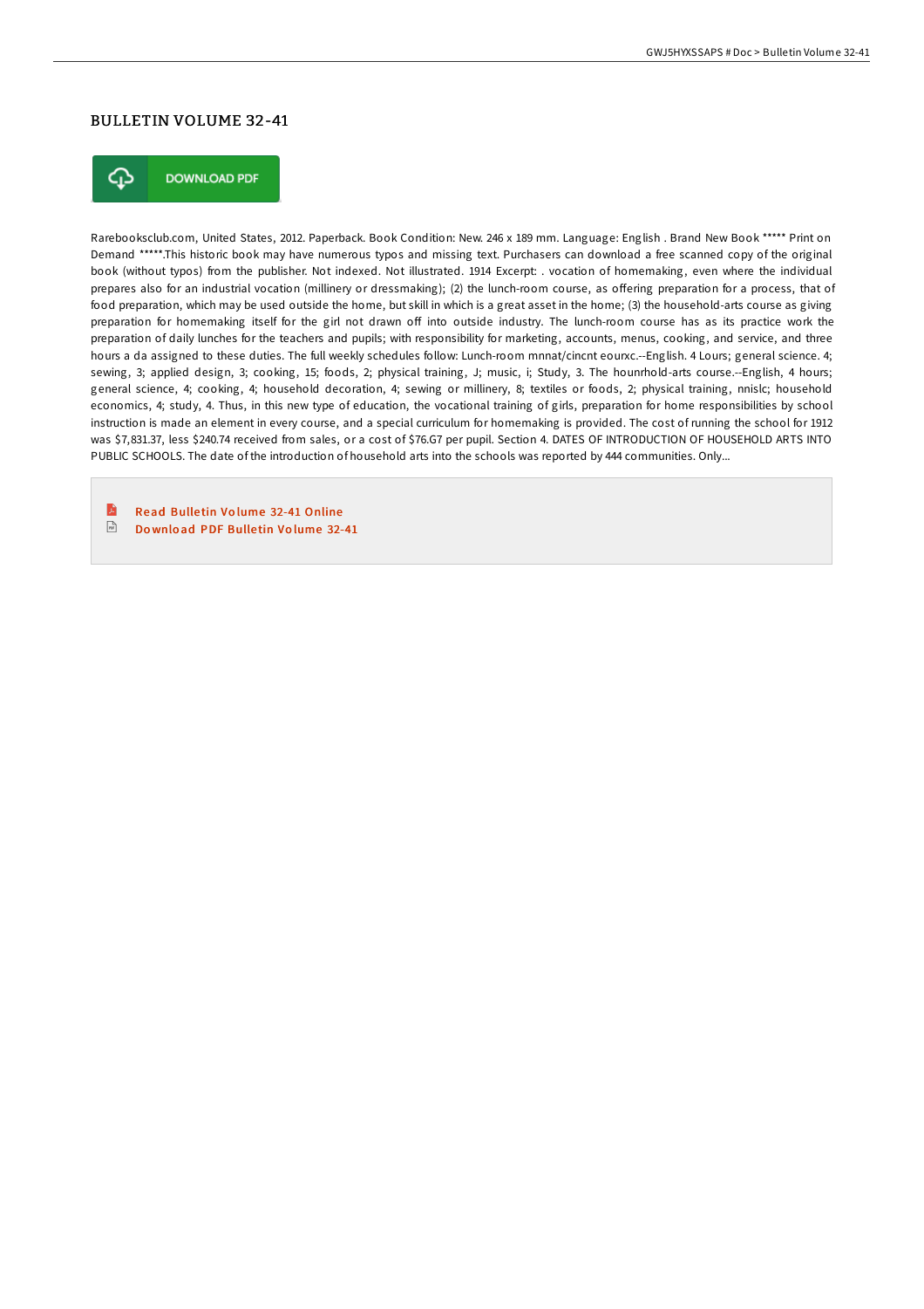# BULLETIN VOLUME 32-41

DOWNLOAD PDF

Rarebooksclub.com, United States, 2012. Paperback. Book Condition: New. 246 x 189 mm. Language: English . Brand New Book ***** Print on Demand *****.This historic book may have numerous typos and missing text. Purchasers can download a free scanned copy of the original book (without typos) from the publisher. Not indexed. Not illustrated. 1914 Excerpt: . vocation of homemaking, even where the individual prepares also for an industrial vocation (millinery or dressmaking); (2) the lunch-room course, as offering preparation for a process, that of food preparation, which may be used outside the home, but skill in which is a great asset in the home; (3) the household-arts course as giving preparation for homemaking itself for the girl not drawn off into outside industry. The lunch-room course has as its practice work the preparation of daily lunches for the teachers and pupils; with responsibility for marketing, accounts, menus, cooking, and service, and three hours a da assigned to these duties. The full weekly schedules follow: Lunch-room mnnat/cincnt eourxc.--English. 4 Lours; general science. 4; sewing, 3; applied design, 3; cooking, 15; foods, 2; physical training, J; music, i; Study, 3. The hounrhold-arts course.--English, 4 hours; general science, 4; cooking, 4; household decoration, 4; sewing or millinery, 8; textiles or foods, 2; physical training, nnislc; household economics, 4; study, 4. Thus, in this new type of education, the vocational training of girls, preparation for home responsibilities by school instruction is made an element in every course, and a special curriculum for homemaking is provided. The cost of running the school for 1912 was $7,831.37, less $240.74 received from sales, or a cost of $76.G7 per pupil. Section 4. DATES OF INTRODUCTION OF HOUSEHOLD ARTS INTO PUBLIC SCHOOLS. The date of the introduction of household arts into the schools was reported by 444 communities. Only...

- Read Bulletin Volume 32-41 Online
- Download PDF Bulletin Volume 32-41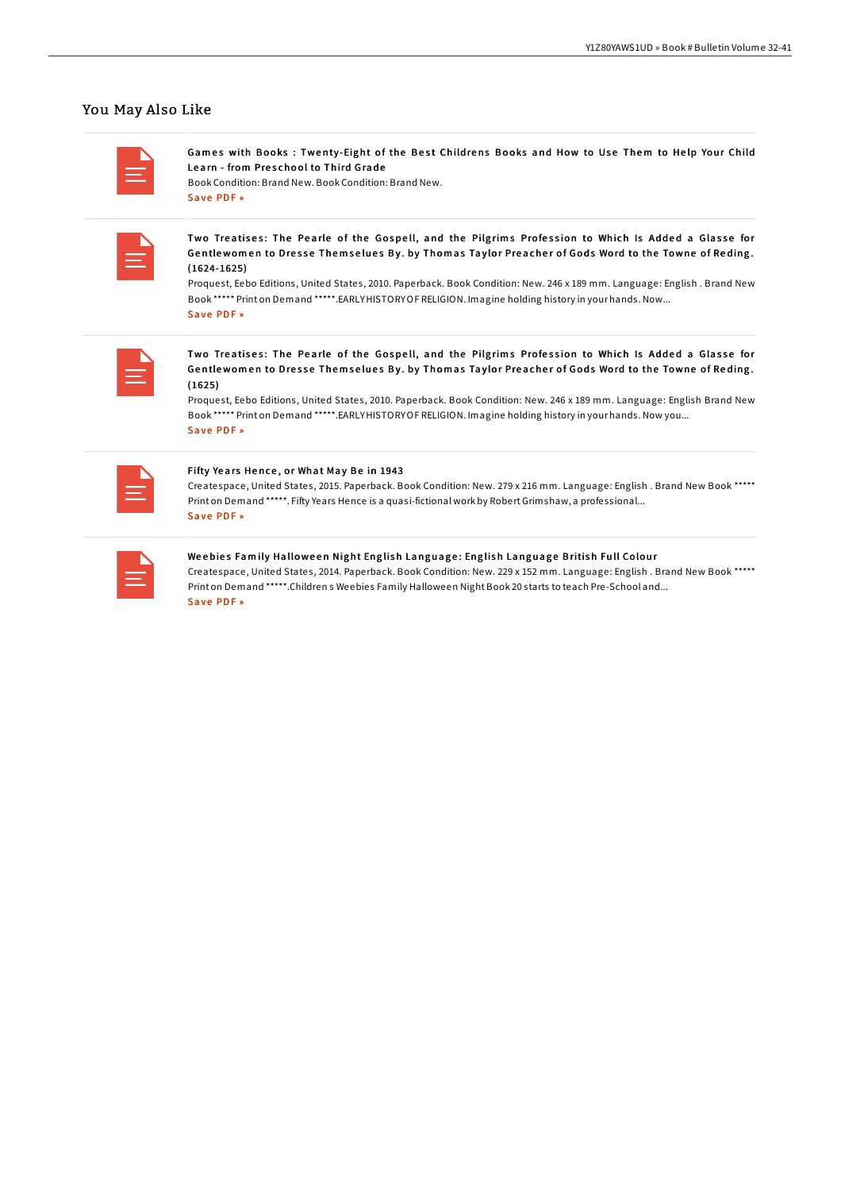## You May Also Like

**Games with Books : Twenty-Eight of the Best Childrens Books and How to Use Them to Help Your Child Learn - from Preschool to Third Grade**

Book Condition: Brand New. Book Condition: Brand New.

Save PDF »

**Two Treatises: The Pearle of the Gospell, and the Pilgrims Profession to Which Is Added a Glasse for Gentlewomen to Dresse Themselues By. by Thomas Taylor Preacher of Gods Word to the Towne of Reding. (1624-1625)**

Proquest, Eebo Editions, United States, 2010. Paperback. Book Condition: New. 246 x 189 mm. Language: English . Brand New Book ***** Print on Demand *****.EARLY HISTORY OF RELIGION. Imagine holding history in your hands. Now...

Save PDF »

**Two Treatises: The Pearle of the Gospell, and the Pilgrims Profession to Which Is Added a Glasse for Gentlewomen to Dresse Themselues By. by Thomas Taylor Preacher of Gods Word to the Towne of Reding. (1625)**

Proquest, Eebo Editions, United States, 2010. Paperback. Book Condition: New. 246 x 189 mm. Language: English Brand New Book ***** Print on Demand *****.EARLY HISTORY OF RELIGION. Imagine holding history in your hands. Now you...

Save PDF »

**Fifty Years Hence, or What May Be in 1943**

Createspace, United States, 2015. Paperback. Book Condition: New. 279 x 216 mm. Language: English . Brand New Book ***** Print on Demand *****. Fifty Years Hence is a quasi-fictional work by Robert Grimshaw, a professional...

Save PDF »

**Weebies Family Halloween Night English Language: English Language British Full Colour**

Createspace, United States, 2014. Paperback. Book Condition: New. 229 x 152 mm. Language: English . Brand New Book ***** Print on Demand *****.Children s Weebies Family Halloween Night Book 20 starts to teach Pre-School and...

Save PDF »